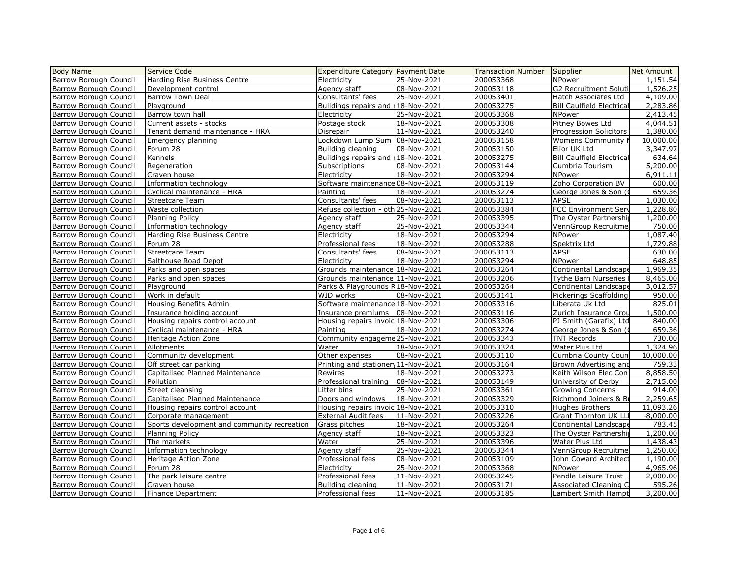| Body Name | Service Code | Expenditure Category | Payment Date | Transaction Number | Supplier | Net Amount |
|---|---|---|---|---|---|---|
| Barrow Borough Council | Harding Rise Business Centre | Electricity | 25-Nov-2021 | 200053368 | NPower | 1,151.54 |
| Barrow Borough Council | Development control | Agency staff | 08-Nov-2021 | 200053118 | G2 Recruitment Soluti | 1,526.25 |
| Barrow Borough Council | Barrow Town Deal | Consultants' fees | 25-Nov-2021 | 200053401 | Hatch Associates Ltd | 4,109.00 |
| Barrow Borough Council | Playground | Buildings repairs and | 18-Nov-2021 | 200053275 | Bill Caulfield Electrical | 2,283.86 |
| Barrow Borough Council | Barrow town hall | Electricity | 25-Nov-2021 | 200053368 | NPower | 2,413.45 |
| Barrow Borough Council | Current assets - stocks | Postage stock | 18-Nov-2021 | 200053308 | Pitney Bowes Ltd | 4,044.51 |
| Barrow Borough Council | Tenant demand maintenance - HRA | Disrepair | 11-Nov-2021 | 200053240 | Progression Solicitors | 1,380.00 |
| Barrow Borough Council | Emergency planning | Lockdown Lump Sum | 08-Nov-2021 | 200053158 | Womens Community N | 10,000.00 |
| Barrow Borough Council | Forum 28 | Building cleaning | 08-Nov-2021 | 200053150 | Elior UK Ltd | 3,347.97 |
| Barrow Borough Council | Kennels | Buildings repairs and | 18-Nov-2021 | 200053275 | Bill Caulfield Electrical | 634.64 |
| Barrow Borough Council | Regeneration | Subscriptions | 08-Nov-2021 | 200053144 | Cumbria Tourism | 5,200.00 |
| Barrow Borough Council | Craven house | Electricity | 18-Nov-2021 | 200053294 | NPower | 6,911.11 |
| Barrow Borough Council | Information technology | Software maintenance | 08-Nov-2021 | 200053119 | Zoho Corporation BV | 600.00 |
| Barrow Borough Council | Cyclical maintenance - HRA | Painting | 18-Nov-2021 | 200053274 | George Jones & Son ( | 659.36 |
| Barrow Borough Council | Streetcare Team | Consultants' fees | 08-Nov-2021 | 200053113 | APSE | 1,030.00 |
| Barrow Borough Council | Waste collection | Refuse collection - oth | 25-Nov-2021 | 200053384 | FCC Environment Serv | 1,228.80 |
| Barrow Borough Council | Planning Policy | Agency staff | 25-Nov-2021 | 200053395 | The Oyster Partnershi | 1,200.00 |
| Barrow Borough Council | Information technology | Agency staff | 25-Nov-2021 | 200053344 | VennGroup Recruitme | 750.00 |
| Barrow Borough Council | Harding Rise Business Centre | Electricity | 18-Nov-2021 | 200053294 | NPower | 1,087.40 |
| Barrow Borough Council | Forum 28 | Professional fees | 18-Nov-2021 | 200053288 | Spektrix Ltd | 1,729.88 |
| Barrow Borough Council | Streetcare Team | Consultants' fees | 08-Nov-2021 | 200053113 | APSE | 630.00 |
| Barrow Borough Council | Salthouse Road Depot | Electricity | 18-Nov-2021 | 200053294 | NPower | 648.85 |
| Barrow Borough Council | Parks and open spaces | Grounds maintenance | 18-Nov-2021 | 200053264 | Continental Landscape | 1,969.35 |
| Barrow Borough Council | Parks and open spaces | Grounds maintenance | 11-Nov-2021 | 200053206 | Tythe Barn Nurseries | 8,465.00 |
| Barrow Borough Council | Playground | Parks & Playgrounds R | 18-Nov-2021 | 200053264 | Continental Landscape | 3,012.57 |
| Barrow Borough Council | Work in default | WID works | 08-Nov-2021 | 200053141 | Pickerings Scaffolding | 950.00 |
| Barrow Borough Council | Housing Benefits Admin | Software maintenance | 18-Nov-2021 | 200053316 | Liberata Uk Ltd | 825.01 |
| Barrow Borough Council | Insurance holding account | Insurance premiums | 08-Nov-2021 | 200053116 | Zurich Insurance Grou | 1,500.00 |
| Barrow Borough Council | Housing repairs control account | Housing repairs invoic | 18-Nov-2021 | 200053306 | PJ Smith (Garafix) Ltd | 840.00 |
| Barrow Borough Council | Cyclical maintenance - HRA | Painting | 18-Nov-2021 | 200053274 | George Jones & Son ( | 659.36 |
| Barrow Borough Council | Heritage Action Zone | Community engageme | 25-Nov-2021 | 200053343 | TNT Records | 730.00 |
| Barrow Borough Council | Allotments | Water | 18-Nov-2021 | 200053324 | Water Plus Ltd | 1,324.96 |
| Barrow Borough Council | Community development | Other expenses | 08-Nov-2021 | 200053110 | Cumbria County Coun | 10,000.00 |
| Barrow Borough Council | Off street car parking | Printing and stationery | 11-Nov-2021 | 200053164 | Brown Advertising and | 759.33 |
| Barrow Borough Council | Capitalised Planned Maintenance | Rewires | 18-Nov-2021 | 200053273 | Keith Wilson Elec Con | 8,858.50 |
| Barrow Borough Council | Pollution | Professional training | 08-Nov-2021 | 200053149 | University of Derby | 2,715.00 |
| Barrow Borough Council | Street cleansing | Litter bins | 25-Nov-2021 | 200053361 | Growing Concerns | 914.00 |
| Barrow Borough Council | Capitalised Planned Maintenance | Doors and windows | 18-Nov-2021 | 200053329 | Richmond Joiners & Bu | 2,259.65 |
| Barrow Borough Council | Housing repairs control account | Housing repairs invoic | 18-Nov-2021 | 200053310 | Hughes Brothers | 11,093.26 |
| Barrow Borough Council | Corporate management | External Audit fees | 11-Nov-2021 | 200053226 | Grant Thornton UK LL | -8,000.00 |
| Barrow Borough Council | Sports development and community recreation | Grass pitches | 18-Nov-2021 | 200053264 | Continental Landscape | 783.45 |
| Barrow Borough Council | Planning Policy | Agency staff | 18-Nov-2021 | 200053323 | The Oyster Partnershi | 1,200.00 |
| Barrow Borough Council | The markets | Water | 25-Nov-2021 | 200053396 | Water Plus Ltd | 1,438.43 |
| Barrow Borough Council | Information technology | Agency staff | 25-Nov-2021 | 200053344 | VennGroup Recruitme | 1,250.00 |
| Barrow Borough Council | Heritage Action Zone | Professional fees | 08-Nov-2021 | 200053109 | John Coward Architect | 1,190.00 |
| Barrow Borough Council | Forum 28 | Electricity | 25-Nov-2021 | 200053368 | NPower | 4,965.96 |
| Barrow Borough Council | The park leisure centre | Professional fees | 11-Nov-2021 | 200053245 | Pendle Leisure Trust | 2,000.00 |
| Barrow Borough Council | Craven house | Building cleaning | 11-Nov-2021 | 200053171 | Associated Cleaning C | 595.26 |
| Barrow Borough Council | Finance Department | Professional fees | 11-Nov-2021 | 200053185 | Lambert Smith Hampt | 3,200.00 |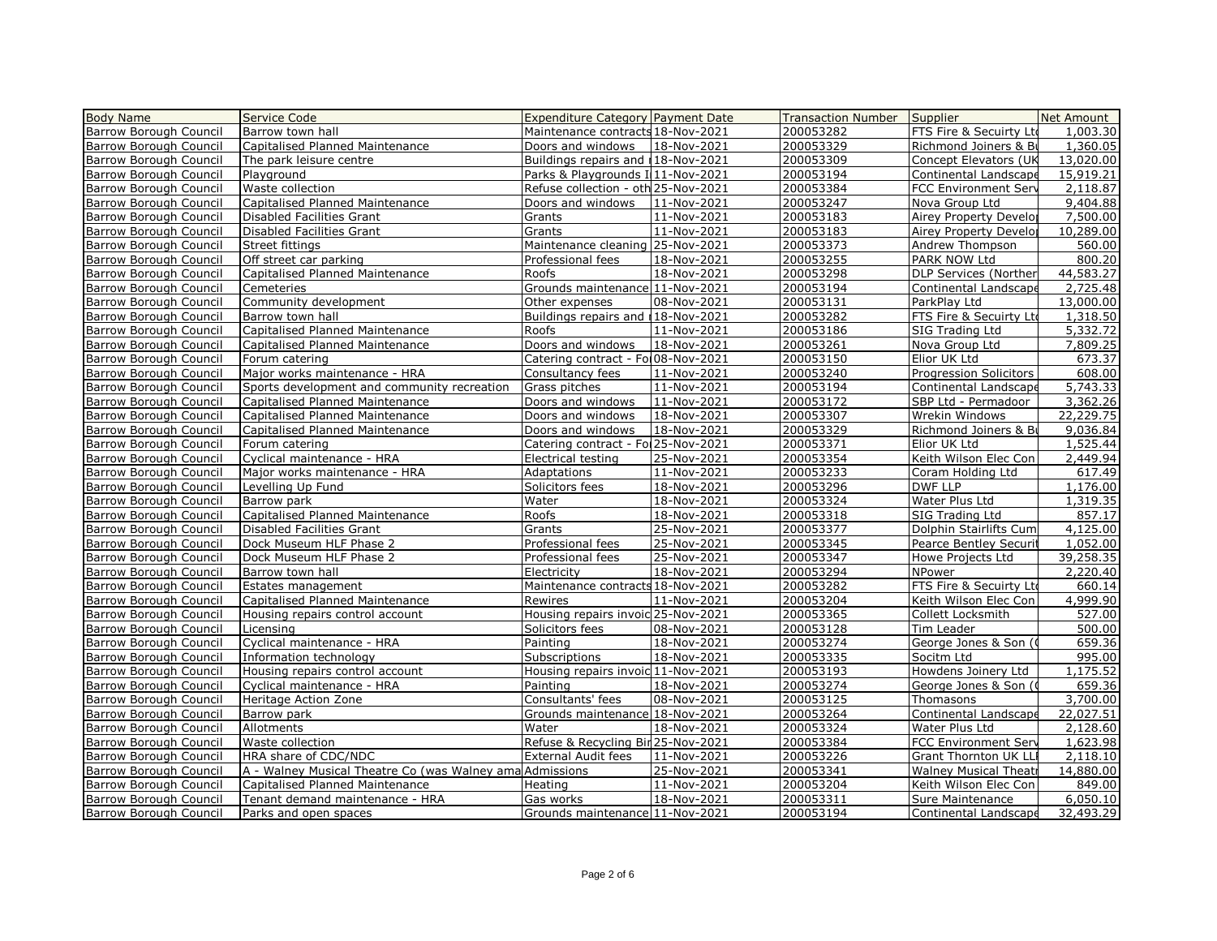| Body Name | Service Code | Expenditure Category | Payment Date | Transaction Number | Supplier | Net Amount |
|---|---|---|---|---|---|---|
| Barrow Borough Council | Barrow town hall | Maintenance contracts | 18-Nov-2021 | 200053282 | FTS Fire & Secuirty Ltd | 1,003.30 |
| Barrow Borough Council | Capitalised Planned Maintenance | Doors and windows | 18-Nov-2021 | 200053329 | Richmond Joiners & Bu | 1,360.05 |
| Barrow Borough Council | The park leisure centre | Buildings repairs and | 18-Nov-2021 | 200053309 | Concept Elevators (UK | 13,020.00 |
| Barrow Borough Council | Playground | Parks & Playgrounds I | 11-Nov-2021 | 200053194 | Continental Landscape | 15,919.21 |
| Barrow Borough Council | Waste collection | Refuse collection - oth | 25-Nov-2021 | 200053384 | FCC Environment Serv | 2,118.87 |
| Barrow Borough Council | Capitalised Planned Maintenance | Doors and windows | 11-Nov-2021 | 200053247 | Nova Group Ltd | 9,404.88 |
| Barrow Borough Council | Disabled Facilities Grant | Grants | 11-Nov-2021 | 200053183 | Airey Property Develop | 7,500.00 |
| Barrow Borough Council | Disabled Facilities Grant | Grants | 11-Nov-2021 | 200053183 | Airey Property Develop | 10,289.00 |
| Barrow Borough Council | Street fittings | Maintenance cleaning | 25-Nov-2021 | 200053373 | Andrew Thompson | 560.00 |
| Barrow Borough Council | Off street car parking | Professional fees | 18-Nov-2021 | 200053255 | PARK NOW Ltd | 800.20 |
| Barrow Borough Council | Capitalised Planned Maintenance | Roofs | 18-Nov-2021 | 200053298 | DLP Services (Norther | 44,583.27 |
| Barrow Borough Council | Cemeteries | Grounds maintenance | 11-Nov-2021 | 200053194 | Continental Landscape | 2,725.48 |
| Barrow Borough Council | Community development | Other expenses | 08-Nov-2021 | 200053131 | ParkPlay Ltd | 13,000.00 |
| Barrow Borough Council | Barrow town hall | Buildings repairs and | 18-Nov-2021 | 200053282 | FTS Fire & Secuirty Ltd | 1,318.50 |
| Barrow Borough Council | Capitalised Planned Maintenance | Roofs | 11-Nov-2021 | 200053186 | SIG Trading Ltd | 5,332.72 |
| Barrow Borough Council | Capitalised Planned Maintenance | Doors and windows | 18-Nov-2021 | 200053261 | Nova Group Ltd | 7,809.25 |
| Barrow Borough Council | Forum catering | Catering contract - Fo | 08-Nov-2021 | 200053150 | Elior UK Ltd | 673.37 |
| Barrow Borough Council | Major works maintenance - HRA | Consultancy fees | 11-Nov-2021 | 200053240 | Progression Solicitors | 608.00 |
| Barrow Borough Council | Sports development and community recreation | Grass pitches | 11-Nov-2021 | 200053194 | Continental Landscape | 5,743.33 |
| Barrow Borough Council | Capitalised Planned Maintenance | Doors and windows | 11-Nov-2021 | 200053172 | SBP Ltd - Permadoor | 3,362.26 |
| Barrow Borough Council | Capitalised Planned Maintenance | Doors and windows | 18-Nov-2021 | 200053307 | Wrekin Windows | 22,229.75 |
| Barrow Borough Council | Capitalised Planned Maintenance | Doors and windows | 18-Nov-2021 | 200053329 | Richmond Joiners & Bu | 9,036.84 |
| Barrow Borough Council | Forum catering | Catering contract - Fo | 25-Nov-2021 | 200053371 | Elior UK Ltd | 1,525.44 |
| Barrow Borough Council | Cyclical maintenance - HRA | Electrical testing | 25-Nov-2021 | 200053354 | Keith Wilson Elec Con | 2,449.94 |
| Barrow Borough Council | Major works maintenance - HRA | Adaptations | 11-Nov-2021 | 200053233 | Coram Holding Ltd | 617.49 |
| Barrow Borough Council | Levelling Up Fund | Solicitors fees | 18-Nov-2021 | 200053296 | DWF LLP | 1,176.00 |
| Barrow Borough Council | Barrow park | Water | 18-Nov-2021 | 200053324 | Water Plus Ltd | 1,319.35 |
| Barrow Borough Council | Capitalised Planned Maintenance | Roofs | 18-Nov-2021 | 200053318 | SIG Trading Ltd | 857.17 |
| Barrow Borough Council | Disabled Facilities Grant | Grants | 25-Nov-2021 | 200053377 | Dolphin Stairlifts Cum | 4,125.00 |
| Barrow Borough Council | Dock Museum HLF Phase 2 | Professional fees | 25-Nov-2021 | 200053345 | Pearce Bentley Securit | 1,052.00 |
| Barrow Borough Council | Dock Museum HLF Phase 2 | Professional fees | 25-Nov-2021 | 200053347 | Howe Projects Ltd | 39,258.35 |
| Barrow Borough Council | Barrow town hall | Electricity | 18-Nov-2021 | 200053294 | NPower | 2,220.40 |
| Barrow Borough Council | Estates management | Maintenance contracts | 18-Nov-2021 | 200053282 | FTS Fire & Secuirty Ltd | 660.14 |
| Barrow Borough Council | Capitalised Planned Maintenance | Rewires | 11-Nov-2021 | 200053204 | Keith Wilson Elec Con | 4,999.90 |
| Barrow Borough Council | Housing repairs control account | Housing repairs invoic | 25-Nov-2021 | 200053365 | Collett Locksmith | 527.00 |
| Barrow Borough Council | Licensing | Solicitors fees | 08-Nov-2021 | 200053128 | Tim Leader | 500.00 |
| Barrow Borough Council | Cyclical maintenance - HRA | Painting | 18-Nov-2021 | 200053274 | George Jones & Son ( | 659.36 |
| Barrow Borough Council | Information technology | Subscriptions | 18-Nov-2021 | 200053335 | Socitm Ltd | 995.00 |
| Barrow Borough Council | Housing repairs control account | Housing repairs invoic | 11-Nov-2021 | 200053193 | Howdens Joinery Ltd | 1,175.52 |
| Barrow Borough Council | Cyclical maintenance - HRA | Painting | 18-Nov-2021 | 200053274 | George Jones & Son ( | 659.36 |
| Barrow Borough Council | Heritage Action Zone | Consultants' fees | 08-Nov-2021 | 200053125 | Thomasons | 3,700.00 |
| Barrow Borough Council | Barrow park | Grounds maintenance | 18-Nov-2021 | 200053264 | Continental Landscape | 22,027.51 |
| Barrow Borough Council | Allotments | Water | 18-Nov-2021 | 200053324 | Water Plus Ltd | 2,128.60 |
| Barrow Borough Council | Waste collection | Refuse & Recycling Bi | 25-Nov-2021 | 200053384 | FCC Environment Serv | 1,623.98 |
| Barrow Borough Council | HRA share of CDC/NDC | External Audit fees | 11-Nov-2021 | 200053226 | Grant Thornton UK LL | 2,118.10 |
| Barrow Borough Council | A - Walney Musical Theatre Co (was Walney ama | Admissions | 25-Nov-2021 | 200053341 | Walney Musical Theatr | 14,880.00 |
| Barrow Borough Council | Capitalised Planned Maintenance | Heating | 11-Nov-2021 | 200053204 | Keith Wilson Elec Con | 849.00 |
| Barrow Borough Council | Tenant demand maintenance - HRA | Gas works | 18-Nov-2021 | 200053311 | Sure Maintenance | 6,050.10 |
| Barrow Borough Council | Parks and open spaces | Grounds maintenance | 11-Nov-2021 | 200053194 | Continental Landscape | 32,493.29 |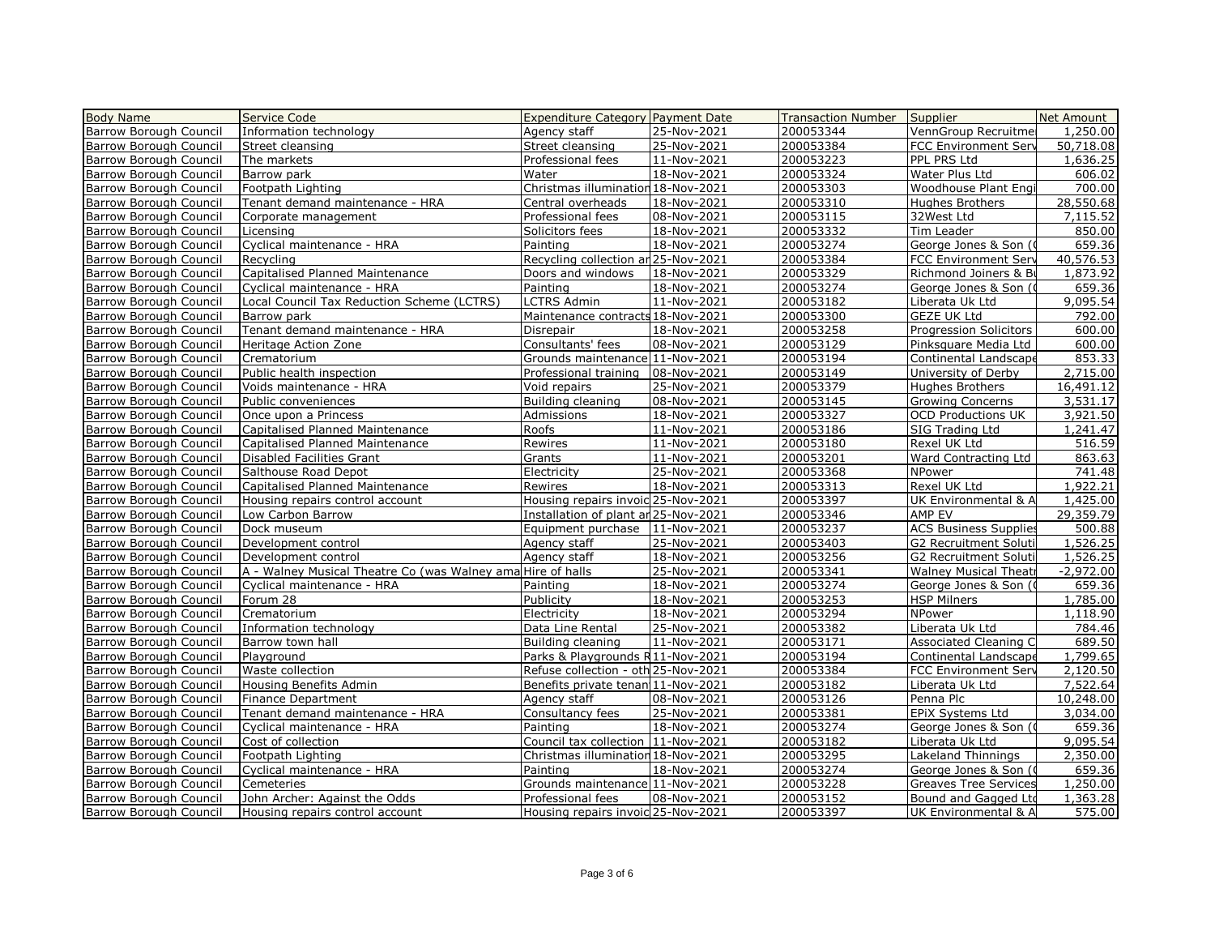| Body Name | Service Code | Expenditure Category | Payment Date | Transaction Number | Supplier | Net Amount |
|---|---|---|---|---|---|---|
| Barrow Borough Council | Information technology | Agency staff | 25-Nov-2021 | 200053344 | VennGroup Recruitme | 1,250.00 |
| Barrow Borough Council | Street cleansing | Street cleansing | 25-Nov-2021 | 200053384 | FCC Environment Serv | 50,718.08 |
| Barrow Borough Council | The markets | Professional fees | 11-Nov-2021 | 200053223 | PPL PRS Ltd | 1,636.25 |
| Barrow Borough Council | Barrow park | Water | 18-Nov-2021 | 200053324 | Water Plus Ltd | 606.02 |
| Barrow Borough Council | Footpath Lighting | Christmas illumination | 18-Nov-2021 | 200053303 | Woodhouse Plant Engi | 700.00 |
| Barrow Borough Council | Tenant demand maintenance - HRA | Central overheads | 18-Nov-2021 | 200053310 | Hughes Brothers | 28,550.68 |
| Barrow Borough Council | Corporate management | Professional fees | 08-Nov-2021 | 200053115 | 32West Ltd | 7,115.52 |
| Barrow Borough Council | Licensing | Solicitors fees | 18-Nov-2021 | 200053332 | Tim Leader | 850.00 |
| Barrow Borough Council | Cyclical maintenance - HRA | Painting | 18-Nov-2021 | 200053274 | George Jones & Son ( | 659.36 |
| Barrow Borough Council | Recycling | Recycling collection ar | 25-Nov-2021 | 200053384 | FCC Environment Serv | 40,576.53 |
| Barrow Borough Council | Capitalised Planned Maintenance | Doors and windows | 18-Nov-2021 | 200053329 | Richmond Joiners & Bu | 1,873.92 |
| Barrow Borough Council | Cyclical maintenance - HRA | Painting | 18-Nov-2021 | 200053274 | George Jones & Son ( | 659.36 |
| Barrow Borough Council | Local Council Tax Reduction Scheme (LCTRS) | LCTRS Admin | 11-Nov-2021 | 200053182 | Liberata Uk Ltd | 9,095.54 |
| Barrow Borough Council | Barrow park | Maintenance contracts | 18-Nov-2021 | 200053300 | GEZE UK Ltd | 792.00 |
| Barrow Borough Council | Tenant demand maintenance - HRA | Disrepair | 18-Nov-2021 | 200053258 | Progression Solicitors | 600.00 |
| Barrow Borough Council | Heritage Action Zone | Consultants' fees | 08-Nov-2021 | 200053129 | Pinksquare Media Ltd | 600.00 |
| Barrow Borough Council | Crematorium | Grounds maintenance | 11-Nov-2021 | 200053194 | Continental Landscape | 853.33 |
| Barrow Borough Council | Public health inspection | Professional training | 08-Nov-2021 | 200053149 | University of Derby | 2,715.00 |
| Barrow Borough Council | Voids maintenance - HRA | Void repairs | 25-Nov-2021 | 200053379 | Hughes Brothers | 16,491.12 |
| Barrow Borough Council | Public conveniences | Building cleaning | 08-Nov-2021 | 200053145 | Growing Concerns | 3,531.17 |
| Barrow Borough Council | Once upon a Princess | Admissions | 18-Nov-2021 | 200053327 | OCD Productions UK | 3,921.50 |
| Barrow Borough Council | Capitalised Planned Maintenance | Roofs | 11-Nov-2021 | 200053186 | SIG Trading Ltd | 1,241.47 |
| Barrow Borough Council | Capitalised Planned Maintenance | Rewires | 11-Nov-2021 | 200053180 | Rexel UK Ltd | 516.59 |
| Barrow Borough Council | Disabled Facilities Grant | Grants | 11-Nov-2021 | 200053201 | Ward Contracting Ltd | 863.63 |
| Barrow Borough Council | Salthouse Road Depot | Electricity | 25-Nov-2021 | 200053368 | NPower | 741.48 |
| Barrow Borough Council | Capitalised Planned Maintenance | Rewires | 18-Nov-2021 | 200053313 | Rexel UK Ltd | 1,922.21 |
| Barrow Borough Council | Housing repairs control account | Housing repairs invoic | 25-Nov-2021 | 200053397 | UK Environmental & A | 1,425.00 |
| Barrow Borough Council | Low Carbon Barrow | Installation of plant ar | 25-Nov-2021 | 200053346 | AMP EV | 29,359.79 |
| Barrow Borough Council | Dock museum | Equipment purchase | 11-Nov-2021 | 200053237 | ACS Business Supplies | 500.88 |
| Barrow Borough Council | Development control | Agency staff | 25-Nov-2021 | 200053403 | G2 Recruitment Soluti | 1,526.25 |
| Barrow Borough Council | Development control | Agency staff | 18-Nov-2021 | 200053256 | G2 Recruitment Soluti | 1,526.25 |
| Barrow Borough Council | A - Walney Musical Theatre Co (was Walney ama | Hire of halls | 25-Nov-2021 | 200053341 | Walney Musical Theatr | -2,972.00 |
| Barrow Borough Council | Cyclical maintenance - HRA | Painting | 18-Nov-2021 | 200053274 | George Jones & Son ( | 659.36 |
| Barrow Borough Council | Forum 28 | Publicity | 18-Nov-2021 | 200053253 | HSP Milners | 1,785.00 |
| Barrow Borough Council | Crematorium | Electricity | 18-Nov-2021 | 200053294 | NPower | 1,118.90 |
| Barrow Borough Council | Information technology | Data Line Rental | 25-Nov-2021 | 200053382 | Liberata Uk Ltd | 784.46 |
| Barrow Borough Council | Barrow town hall | Building cleaning | 11-Nov-2021 | 200053171 | Associated Cleaning C | 689.50 |
| Barrow Borough Council | Playground | Parks & Playgrounds R | 11-Nov-2021 | 200053194 | Continental Landscape | 1,799.65 |
| Barrow Borough Council | Waste collection | Refuse collection - oth | 25-Nov-2021 | 200053384 | FCC Environment Serv | 2,120.50 |
| Barrow Borough Council | Housing Benefits Admin | Benefits private tenan | 11-Nov-2021 | 200053182 | Liberata Uk Ltd | 7,522.64 |
| Barrow Borough Council | Finance Department | Agency staff | 08-Nov-2021 | 200053126 | Penna Plc | 10,248.00 |
| Barrow Borough Council | Tenant demand maintenance - HRA | Consultancy fees | 25-Nov-2021 | 200053381 | EPiX Systems Ltd | 3,034.00 |
| Barrow Borough Council | Cyclical maintenance - HRA | Painting | 18-Nov-2021 | 200053274 | George Jones & Son ( | 659.36 |
| Barrow Borough Council | Cost of collection | Council tax collection | 11-Nov-2021 | 200053182 | Liberata Uk Ltd | 9,095.54 |
| Barrow Borough Council | Footpath Lighting | Christmas illumination | 18-Nov-2021 | 200053295 | Lakeland Thinnings | 2,350.00 |
| Barrow Borough Council | Cyclical maintenance - HRA | Painting | 18-Nov-2021 | 200053274 | George Jones & Son ( | 659.36 |
| Barrow Borough Council | Cemeteries | Grounds maintenance | 11-Nov-2021 | 200053228 | Greaves Tree Services | 1,250.00 |
| Barrow Borough Council | John Archer: Against the Odds | Professional fees | 08-Nov-2021 | 200053152 | Bound and Gagged Ltd | 1,363.28 |
| Barrow Borough Council | Housing repairs control account | Housing repairs invoic | 25-Nov-2021 | 200053397 | UK Environmental & A | 575.00 |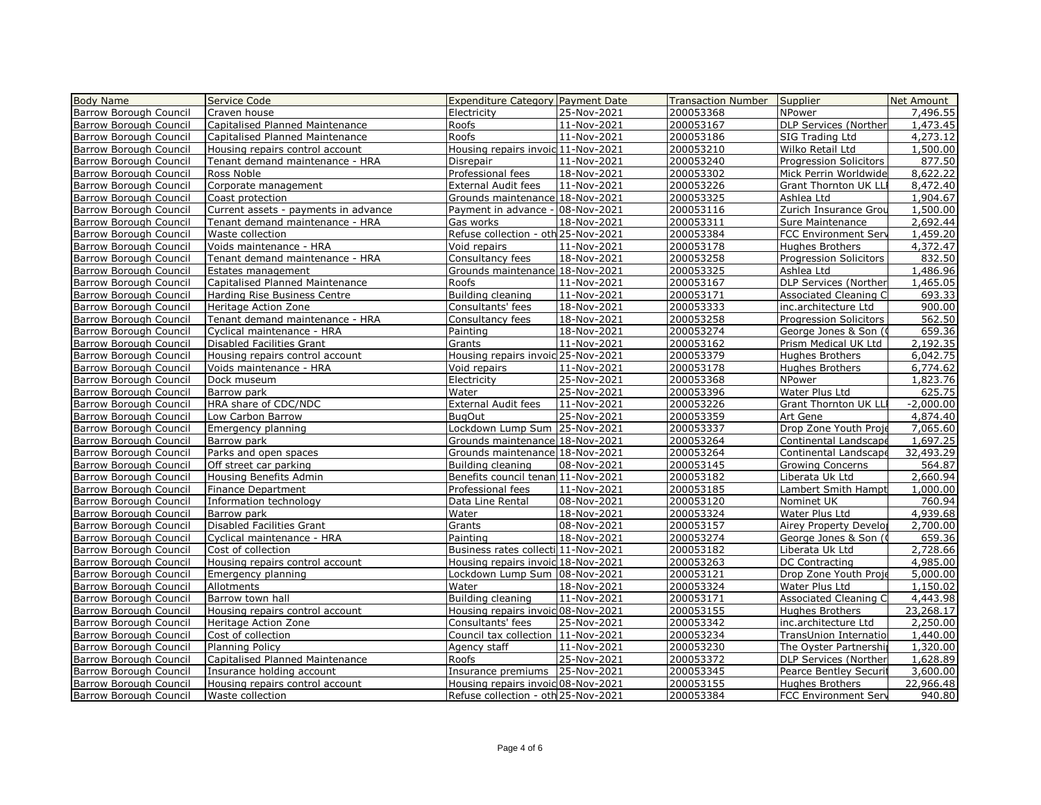| Body Name | Service Code | Expenditure Category | Payment Date | Transaction Number | Supplier | Net Amount |
|---|---|---|---|---|---|---|
| Barrow Borough Council | Craven house | Electricity | 25-Nov-2021 | 200053368 | NPower | 7,496.55 |
| Barrow Borough Council | Capitalised Planned Maintenance | Roofs | 11-Nov-2021 | 200053167 | DLP Services (Norther | 1,473.45 |
| Barrow Borough Council | Capitalised Planned Maintenance | Roofs | 11-Nov-2021 | 200053186 | SIG Trading Ltd | 4,273.12 |
| Barrow Borough Council | Housing repairs control account | Housing repairs invoic | 11-Nov-2021 | 200053210 | Wilko Retail Ltd | 1,500.00 |
| Barrow Borough Council | Tenant demand maintenance - HRA | Disrepair | 11-Nov-2021 | 200053240 | Progression Solicitors | 877.50 |
| Barrow Borough Council | Ross Noble | Professional fees | 18-Nov-2021 | 200053302 | Mick Perrin Worldwide | 8,622.22 |
| Barrow Borough Council | Corporate management | External Audit fees | 11-Nov-2021 | 200053226 | Grant Thornton UK LL | 8,472.40 |
| Barrow Borough Council | Coast protection | Grounds maintenance | 18-Nov-2021 | 200053325 | Ashlea Ltd | 1,904.67 |
| Barrow Borough Council | Current assets - payments in advance | Payment in advance - | 08-Nov-2021 | 200053116 | Zurich Insurance Grou | 1,500.00 |
| Barrow Borough Council | Tenant demand maintenance - HRA | Gas works | 18-Nov-2021 | 200053311 | Sure Maintenance | 2,692.44 |
| Barrow Borough Council | Waste collection | Refuse collection - oth | 25-Nov-2021 | 200053384 | FCC Environment Serv | 1,459.20 |
| Barrow Borough Council | Voids maintenance - HRA | Void repairs | 11-Nov-2021 | 200053178 | Hughes Brothers | 4,372.47 |
| Barrow Borough Council | Tenant demand maintenance - HRA | Consultancy fees | 18-Nov-2021 | 200053258 | Progression Solicitors | 832.50 |
| Barrow Borough Council | Estates management | Grounds maintenance | 18-Nov-2021 | 200053325 | Ashlea Ltd | 1,486.96 |
| Barrow Borough Council | Capitalised Planned Maintenance | Roofs | 11-Nov-2021 | 200053167 | DLP Services (Norther | 1,465.05 |
| Barrow Borough Council | Harding Rise Business Centre | Building cleaning | 11-Nov-2021 | 200053171 | Associated Cleaning C | 693.33 |
| Barrow Borough Council | Heritage Action Zone | Consultants' fees | 18-Nov-2021 | 200053333 | inc.architecture Ltd | 900.00 |
| Barrow Borough Council | Tenant demand maintenance - HRA | Consultancy fees | 18-Nov-2021 | 200053258 | Progression Solicitors | 562.50 |
| Barrow Borough Council | Cyclical maintenance - HRA | Painting | 18-Nov-2021 | 200053274 | George Jones & Son ( | 659.36 |
| Barrow Borough Council | Disabled Facilities Grant | Grants | 11-Nov-2021 | 200053162 | Prism Medical UK Ltd | 2,192.35 |
| Barrow Borough Council | Housing repairs control account | Housing repairs invoic | 25-Nov-2021 | 200053379 | Hughes Brothers | 6,042.75 |
| Barrow Borough Council | Voids maintenance - HRA | Void repairs | 11-Nov-2021 | 200053178 | Hughes Brothers | 6,774.62 |
| Barrow Borough Council | Dock museum | Electricity | 25-Nov-2021 | 200053368 | NPower | 1,823.76 |
| Barrow Borough Council | Barrow park | Water | 25-Nov-2021 | 200053396 | Water Plus Ltd | 625.75 |
| Barrow Borough Council | HRA share of CDC/NDC | External Audit fees | 11-Nov-2021 | 200053226 | Grant Thornton UK LL | -2,000.00 |
| Barrow Borough Council | Low Carbon Barrow | BugOut | 25-Nov-2021 | 200053359 | Art Gene | 4,874.40 |
| Barrow Borough Council | Emergency planning | Lockdown Lump Sum | 25-Nov-2021 | 200053337 | Drop Zone Youth Proje | 7,065.60 |
| Barrow Borough Council | Barrow park | Grounds maintenance | 18-Nov-2021 | 200053264 | Continental Landscape | 1,697.25 |
| Barrow Borough Council | Parks and open spaces | Grounds maintenance | 18-Nov-2021 | 200053264 | Continental Landscape | 32,493.29 |
| Barrow Borough Council | Off street car parking | Building cleaning | 08-Nov-2021 | 200053145 | Growing Concerns | 564.87 |
| Barrow Borough Council | Housing Benefits Admin | Benefits council tenan | 11-Nov-2021 | 200053182 | Liberata Uk Ltd | 2,660.94 |
| Barrow Borough Council | Finance Department | Professional fees | 11-Nov-2021 | 200053185 | Lambert Smith Hampt | 1,000.00 |
| Barrow Borough Council | Information technology | Data Line Rental | 08-Nov-2021 | 200053120 | Nominet UK | 760.94 |
| Barrow Borough Council | Barrow park | Water | 18-Nov-2021 | 200053324 | Water Plus Ltd | 4,939.68 |
| Barrow Borough Council | Disabled Facilities Grant | Grants | 08-Nov-2021 | 200053157 | Airey Property Develo | 2,700.00 |
| Barrow Borough Council | Cyclical maintenance - HRA | Painting | 18-Nov-2021 | 200053274 | George Jones & Son ( | 659.36 |
| Barrow Borough Council | Cost of collection | Business rates collecti | 11-Nov-2021 | 200053182 | Liberata Uk Ltd | 2,728.66 |
| Barrow Borough Council | Housing repairs control account | Housing repairs invoic | 18-Nov-2021 | 200053263 | DC Contracting | 4,985.00 |
| Barrow Borough Council | Emergency planning | Lockdown Lump Sum | 08-Nov-2021 | 200053121 | Drop Zone Youth Proje | 5,000.00 |
| Barrow Borough Council | Allotments | Water | 18-Nov-2021 | 200053324 | Water Plus Ltd | 1,150.02 |
| Barrow Borough Council | Barrow town hall | Building cleaning | 11-Nov-2021 | 200053171 | Associated Cleaning C | 4,443.98 |
| Barrow Borough Council | Housing repairs control account | Housing repairs invoic | 08-Nov-2021 | 200053155 | Hughes Brothers | 23,268.17 |
| Barrow Borough Council | Heritage Action Zone | Consultants' fees | 25-Nov-2021 | 200053342 | inc.architecture Ltd | 2,250.00 |
| Barrow Borough Council | Cost of collection | Council tax collection | 11-Nov-2021 | 200053234 | TransUnion Internatio | 1,440.00 |
| Barrow Borough Council | Planning Policy | Agency staff | 11-Nov-2021 | 200053230 | The Oyster Partnershi | 1,320.00 |
| Barrow Borough Council | Capitalised Planned Maintenance | Roofs | 25-Nov-2021 | 200053372 | DLP Services (Norther | 1,628.89 |
| Barrow Borough Council | Insurance holding account | Insurance premiums | 25-Nov-2021 | 200053345 | Pearce Bentley Securit | 3,600.00 |
| Barrow Borough Council | Housing repairs control account | Housing repairs invoic | 08-Nov-2021 | 200053155 | Hughes Brothers | 22,966.48 |
| Barrow Borough Council | Waste collection | Refuse collection - oth | 25-Nov-2021 | 200053384 | FCC Environment Serv | 940.80 |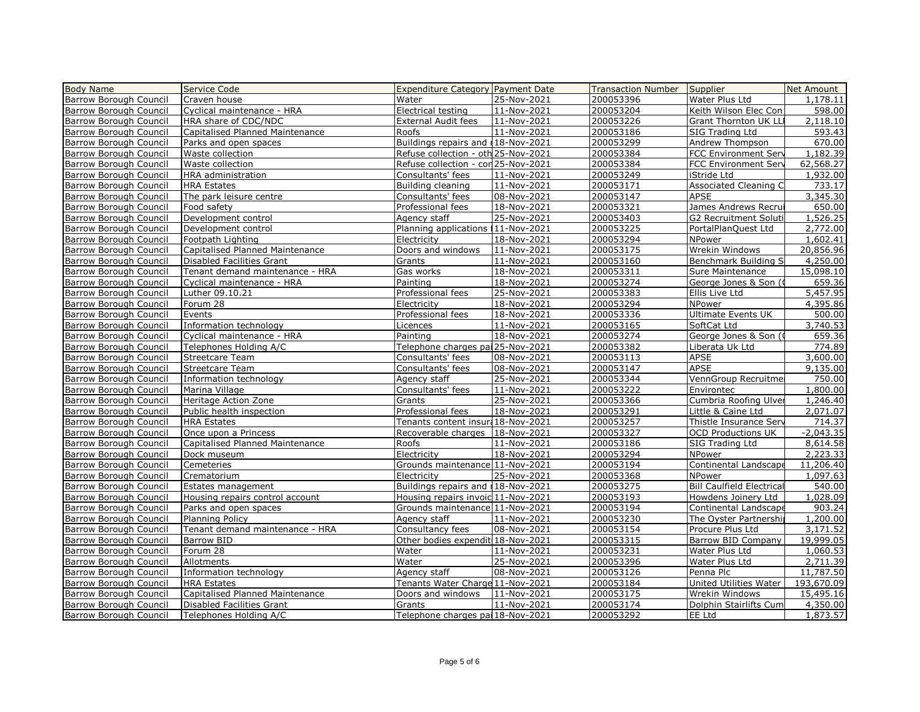| Body Name | Service Code | Expenditure Category | Payment Date | Transaction Number | Supplier | Net Amount |
|---|---|---|---|---|---|---|
| Barrow Borough Council | Craven house | Water | 25-Nov-2021 | 200053396 | Water Plus Ltd | 1,178.11 |
| Barrow Borough Council | Cyclical maintenance - HRA | Electrical testing | 11-Nov-2021 | 200053204 | Keith Wilson Elec Con | 598.00 |
| Barrow Borough Council | HRA share of CDC/NDC | External Audit fees | 11-Nov-2021 | 200053226 | Grant Thornton UK LL | 2,118.10 |
| Barrow Borough Council | Capitalised Planned Maintenance | Roofs | 11-Nov-2021 | 200053186 | SIG Trading Ltd | 593.43 |
| Barrow Borough Council | Parks and open spaces | Buildings repairs and | 18-Nov-2021 | 200053299 | Andrew Thompson | 670.00 |
| Barrow Borough Council | Waste collection | Refuse collection - oth | 25-Nov-2021 | 200053384 | FCC Environment Serv | 1,182.39 |
| Barrow Borough Council | Waste collection | Refuse collection - cor | 25-Nov-2021 | 200053384 | FCC Environment Serv | 62,568.27 |
| Barrow Borough Council | HRA administration | Consultants' fees | 11-Nov-2021 | 200053249 | iStride Ltd | 1,932.00 |
| Barrow Borough Council | HRA Estates | Building cleaning | 11-Nov-2021 | 200053171 | Associated Cleaning C | 733.17 |
| Barrow Borough Council | The park leisure centre | Consultants' fees | 08-Nov-2021 | 200053147 | APSE | 3,345.30 |
| Barrow Borough Council | Food safety | Professional fees | 18-Nov-2021 | 200053321 | James Andrews Recrui | 650.00 |
| Barrow Borough Council | Development control | Agency staff | 25-Nov-2021 | 200053403 | G2 Recruitment Soluti | 1,526.25 |
| Barrow Borough Council | Development control | Planning applications | 11-Nov-2021 | 200053225 | PortalPlanQuest Ltd | 2,772.00 |
| Barrow Borough Council | Footpath Lighting | Electricity | 18-Nov-2021 | 200053294 | NPower | 1,602.41 |
| Barrow Borough Council | Capitalised Planned Maintenance | Doors and windows | 11-Nov-2021 | 200053175 | Wrekin Windows | 20,856.96 |
| Barrow Borough Council | Disabled Facilities Grant | Grants | 11-Nov-2021 | 200053160 | Benchmark Building S | 4,250.00 |
| Barrow Borough Council | Tenant demand maintenance - HRA | Gas works | 18-Nov-2021 | 200053311 | Sure Maintenance | 15,098.10 |
| Barrow Borough Council | Cyclical maintenance - HRA | Painting | 18-Nov-2021 | 200053274 | George Jones & Son ( | 659.36 |
| Barrow Borough Council | Luther 09.10.21 | Professional fees | 25-Nov-2021 | 200053383 | Ellis Live Ltd | 5,457.95 |
| Barrow Borough Council | Forum 28 | Electricity | 18-Nov-2021 | 200053294 | NPower | 4,395.86 |
| Barrow Borough Council | Events | Professional fees | 18-Nov-2021 | 200053336 | Ultimate Events UK | 500.00 |
| Barrow Borough Council | Information technology | Licences | 11-Nov-2021 | 200053165 | SoftCat Ltd | 3,740.53 |
| Barrow Borough Council | Cyclical maintenance - HRA | Painting | 18-Nov-2021 | 200053274 | George Jones & Son ( | 659.36 |
| Barrow Borough Council | Telephones Holding A/C | Telephone charges pa | 25-Nov-2021 | 200053382 | Liberata Uk Ltd | 774.89 |
| Barrow Borough Council | Streetcare Team | Consultants' fees | 08-Nov-2021 | 200053113 | APSE | 3,600.00 |
| Barrow Borough Council | Streetcare Team | Consultants' fees | 08-Nov-2021 | 200053147 | APSE | 9,135.00 |
| Barrow Borough Council | Information technology | Agency staff | 25-Nov-2021 | 200053344 | VennGroup Recruitme | 750.00 |
| Barrow Borough Council | Marina Village | Consultants' fees | 11-Nov-2021 | 200053222 | Environtec | 1,800.00 |
| Barrow Borough Council | Heritage Action Zone | Grants | 25-Nov-2021 | 200053366 | Cumbria Roofing Ulve | 1,246.40 |
| Barrow Borough Council | Public health inspection | Professional fees | 18-Nov-2021 | 200053291 | Little & Caine Ltd | 2,071.07 |
| Barrow Borough Council | HRA Estates | Tenants content insur | 18-Nov-2021 | 200053257 | Thistle Insurance Serv | 714.37 |
| Barrow Borough Council | Once upon a Princess | Recoverable charges | 18-Nov-2021 | 200053327 | OCD Productions UK | -2,043.35 |
| Barrow Borough Council | Capitalised Planned Maintenance | Roofs | 11-Nov-2021 | 200053186 | SIG Trading Ltd | 8,614.58 |
| Barrow Borough Council | Dock museum | Electricity | 18-Nov-2021 | 200053294 | NPower | 2,223.33 |
| Barrow Borough Council | Cemeteries | Grounds maintenance | 11-Nov-2021 | 200053194 | Continental Landscape | 11,206.40 |
| Barrow Borough Council | Crematorium | Electricity | 25-Nov-2021 | 200053368 | NPower | 1,097.63 |
| Barrow Borough Council | Estates management | Buildings repairs and | 18-Nov-2021 | 200053275 | Bill Caulfield Electrical | 540.00 |
| Barrow Borough Council | Housing repairs control account | Housing repairs invoic | 11-Nov-2021 | 200053193 | Howdens Joinery Ltd | 1,028.09 |
| Barrow Borough Council | Parks and open spaces | Grounds maintenance | 11-Nov-2021 | 200053194 | Continental Landscape | 903.24 |
| Barrow Borough Council | Planning Policy | Agency staff | 11-Nov-2021 | 200053230 | The Oyster Partnershi | 1,200.00 |
| Barrow Borough Council | Tenant demand maintenance - HRA | Consultancy fees | 08-Nov-2021 | 200053154 | Procure Plus Ltd | 3,171.52 |
| Barrow Borough Council | Barrow BID | Other bodies expendit | 18-Nov-2021 | 200053315 | Barrow BID Company | 19,999.05 |
| Barrow Borough Council | Forum 28 | Water | 11-Nov-2021 | 200053231 | Water Plus Ltd | 1,060.53 |
| Barrow Borough Council | Allotments | Water | 25-Nov-2021 | 200053396 | Water Plus Ltd | 2,711.39 |
| Barrow Borough Council | Information technology | Agency staff | 08-Nov-2021 | 200053126 | Penna Plc | 11,787.50 |
| Barrow Borough Council | HRA Estates | Tenants Water Charge | 11-Nov-2021 | 200053184 | United Utilities Water | 193,670.09 |
| Barrow Borough Council | Capitalised Planned Maintenance | Doors and windows | 11-Nov-2021 | 200053175 | Wrekin Windows | 15,495.16 |
| Barrow Borough Council | Disabled Facilities Grant | Grants | 11-Nov-2021 | 200053174 | Dolphin Stairlifts Cum | 4,350.00 |
| Barrow Borough Council | Telephones Holding A/C | Telephone charges pa | 18-Nov-2021 | 200053292 | EE Ltd | 1,873.57 |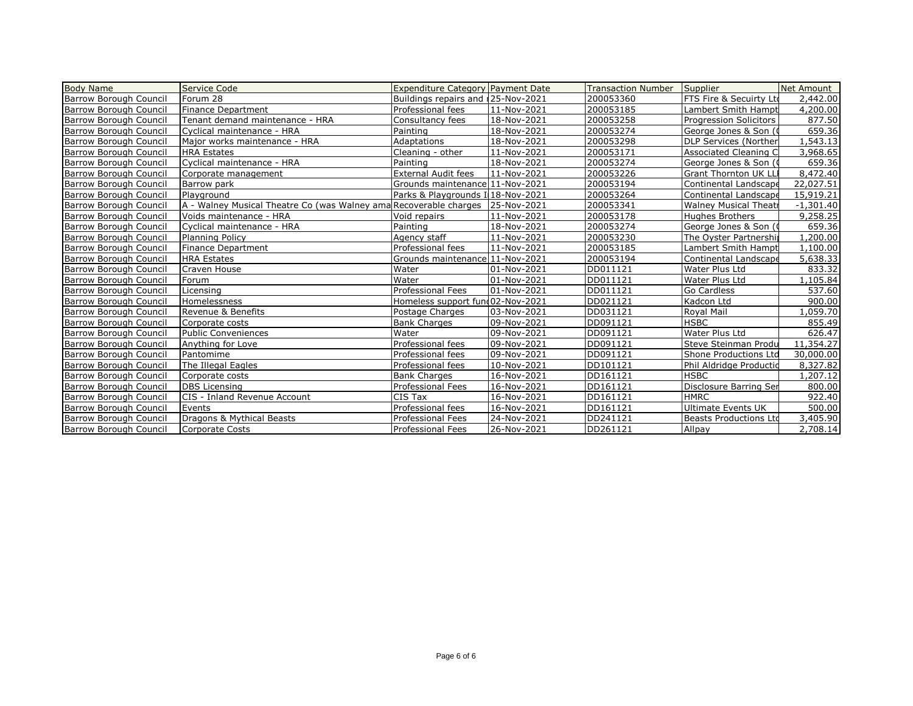| Body Name | Service Code | Expenditure Category | Payment Date | Transaction Number | Supplier | Net Amount |
| --- | --- | --- | --- | --- | --- | --- |
| Barrow Borough Council | Forum 28 | Buildings repairs and | 25-Nov-2021 | 200053360 | FTS Fire & Secuirty Ltd | 2,442.00 |
| Barrow Borough Council | Finance Department | Professional fees | 11-Nov-2021 | 200053185 | Lambert Smith Hampt | 4,200.00 |
| Barrow Borough Council | Tenant demand maintenance - HRA | Consultancy fees | 18-Nov-2021 | 200053258 | Progression Solicitors | 877.50 |
| Barrow Borough Council | Cyclical maintenance - HRA | Painting | 18-Nov-2021 | 200053274 | George Jones & Son ( | 659.36 |
| Barrow Borough Council | Major works maintenance - HRA | Adaptations | 18-Nov-2021 | 200053298 | DLP Services (Norther | 1,543.13 |
| Barrow Borough Council | HRA Estates | Cleaning - other | 11-Nov-2021 | 200053171 | Associated Cleaning C | 3,968.65 |
| Barrow Borough Council | Cyclical maintenance - HRA | Painting | 18-Nov-2021 | 200053274 | George Jones & Son ( | 659.36 |
| Barrow Borough Council | Corporate management | External Audit fees | 11-Nov-2021 | 200053226 | Grant Thornton UK LL | 8,472.40 |
| Barrow Borough Council | Barrow park | Grounds maintenance | 11-Nov-2021 | 200053194 | Continental Landscape | 22,027.51 |
| Barrow Borough Council | Playground | Parks & Playgrounds I | 18-Nov-2021 | 200053264 | Continental Landscape | 15,919.21 |
| Barrow Borough Council | A - Walney Musical Theatre Co (was Walney ama | Recoverable charges | 25-Nov-2021 | 200053341 | Walney Musical Theatr | -1,301.40 |
| Barrow Borough Council | Voids maintenance - HRA | Void repairs | 11-Nov-2021 | 200053178 | Hughes Brothers | 9,258.25 |
| Barrow Borough Council | Cyclical maintenance - HRA | Painting | 18-Nov-2021 | 200053274 | George Jones & Son ( | 659.36 |
| Barrow Borough Council | Planning Policy | Agency staff | 11-Nov-2021 | 200053230 | The Oyster Partnershi | 1,200.00 |
| Barrow Borough Council | Finance Department | Professional fees | 11-Nov-2021 | 200053185 | Lambert Smith Hampt | 1,100.00 |
| Barrow Borough Council | HRA Estates | Grounds maintenance | 11-Nov-2021 | 200053194 | Continental Landscape | 5,638.33 |
| Barrow Borough Council | Craven House | Water | 01-Nov-2021 | DD011121 | Water Plus Ltd | 833.32 |
| Barrow Borough Council | Forum | Water | 01-Nov-2021 | DD011121 | Water Plus Ltd | 1,105.84 |
| Barrow Borough Council | Licensing | Professional Fees | 01-Nov-2021 | DD011121 | Go Cardless | 537.60 |
| Barrow Borough Council | Homelessness | Homeless support fun | 02-Nov-2021 | DD021121 | Kadcon Ltd | 900.00 |
| Barrow Borough Council | Revenue & Benefits | Postage Charges | 03-Nov-2021 | DD031121 | Royal Mail | 1,059.70 |
| Barrow Borough Council | Corporate costs | Bank Charges | 09-Nov-2021 | DD091121 | HSBC | 855.49 |
| Barrow Borough Council | Public Conveniences | Water | 09-Nov-2021 | DD091121 | Water Plus Ltd | 626.47 |
| Barrow Borough Council | Anything for Love | Professional fees | 09-Nov-2021 | DD091121 | Steve Steinman Produ | 11,354.27 |
| Barrow Borough Council | Pantomime | Professional fees | 09-Nov-2021 | DD091121 | Shone Productions Ltd | 30,000.00 |
| Barrow Borough Council | The Illegal Eagles | Professional fees | 10-Nov-2021 | DD101121 | Phil Aldridge Productio | 8,327.82 |
| Barrow Borough Council | Corporate costs | Bank Charges | 16-Nov-2021 | DD161121 | HSBC | 1,207.12 |
| Barrow Borough Council | DBS Licensing | Professional Fees | 16-Nov-2021 | DD161121 | Disclosure Barring Ser | 800.00 |
| Barrow Borough Council | CIS - Inland Revenue Account | CIS Tax | 16-Nov-2021 | DD161121 | HMRC | 922.40 |
| Barrow Borough Council | Events | Professional fees | 16-Nov-2021 | DD161121 | Ultimate Events UK | 500.00 |
| Barrow Borough Council | Dragons & Mythical Beasts | Professional Fees | 24-Nov-2021 | DD241121 | Beasts Productions Ltd | 3,405.90 |
| Barrow Borough Council | Corporate Costs | Professional Fees | 26-Nov-2021 | DD261121 | Allpay | 2,708.14 |